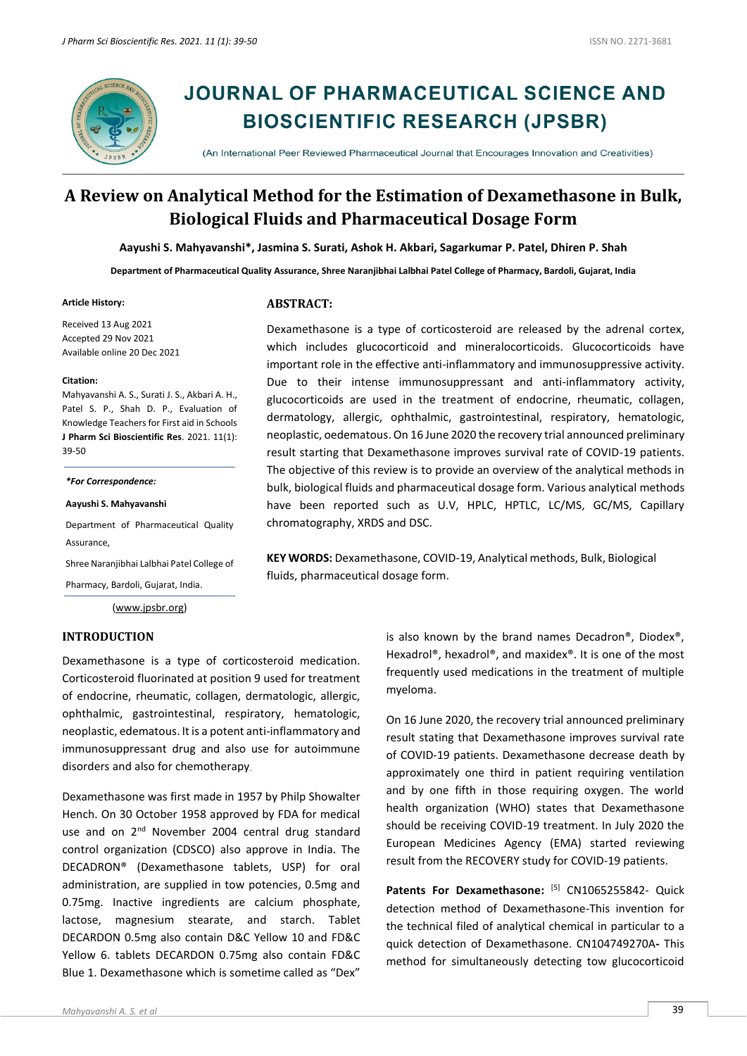# JOURNAL OF PHARMACEUTICAL SCIENCE AND BIOSCIENTIFIC RESEARCH (JPSBR)

(An International Peer Reviewed Pharmaceutical Journal that Encourages Innovation and Creativities)

# A Review on Analytical Method for the Estimation of Dexamethasone in Bulk, Biological Fluids and Pharmaceutical Dosage Form

**Aayushi S. Mahyavanshi*, Jasmina S. Surati, Ashok H. Akbari, Sagarkumar P. Patel, Dhiren P. Shah**

**Department of Pharmaceutical Quality Assurance, Shree Naranjibhai Lalbhai Patel College of Pharmacy, Bardoli, Gujarat, India**

**Article History:**

Received 13 Aug 2021
Accepted 29 Nov 2021
Available online 20 Dec 2021

**Citation:**

Mahyavanshi A. S., Surati J. S., Akbari A. H., Patel S. P., Shah D. P., Evaluation of Knowledge Teachers for First aid in Schools **J Pharm Sci Bioscientific Res**. 2021. 11(1): 39-50

***For Correspondence:***

**Aayushi S. Mahyavanshi**

Department of Pharmaceutical Quality Assurance,

Shree Naranjibhai Lalbhai Patel College of Pharmacy, Bardoli, Gujarat, India.

(www.jpsbr.org)

## ABSTRACT:

Dexamethasone is a type of corticosteroid are released by the adrenal cortex, which includes glucocorticoid and mineralocorticoids. Glucocorticoids have important role in the effective anti-inflammatory and immunosuppressive activity. Due to their intense immunosuppressant and anti-inflammatory activity, glucocorticoids are used in the treatment of endocrine, rheumatic, collagen, dermatology, allergic, ophthalmic, gastrointestinal, respiratory, hematologic, neoplastic, oedematous. On 16 June 2020 the recovery trial announced preliminary result starting that Dexamethasone improves survival rate of COVID-19 patients. The objective of this review is to provide an overview of the analytical methods in bulk, biological fluids and pharmaceutical dosage form. Various analytical methods have been reported such as U.V, HPLC, HPTLC, LC/MS, GC/MS, Capillary chromatography, XRDS and DSC.

**KEY WORDS:** Dexamethasone, COVID-19, Analytical methods, Bulk, Biological fluids, pharmaceutical dosage form.

## INTRODUCTION

Dexamethasone is a type of corticosteroid medication. Corticosteroid fluorinated at position 9 used for treatment of endocrine, rheumatic, collagen, dermatologic, allergic, ophthalmic, gastrointestinal, respiratory, hematologic, neoplastic, edematous. It is a potent anti-inflammatory and immunosuppressant drug and also use for autoimmune disorders and also for chemotherapy.

Dexamethasone was first made in 1957 by Philp Showalter Hench. On 30 October 1958 approved by FDA for medical use and on 2nd November 2004 central drug standard control organization (CDSCO) also approve in India. The DECADRON® (Dexamethasone tablets, USP) for oral administration, are supplied in tow potencies, 0.5mg and 0.75mg. Inactive ingredients are calcium phosphate, lactose, magnesium stearate, and starch. Tablet DECARDON 0.5mg also contain D&C Yellow 10 and FD&C Yellow 6. tablets DECARDON 0.75mg also contain FD&C Blue 1. Dexamethasone which is sometime called as "Dex" is also known by the brand names Decadron®, Diodex®, Hexadrol®, hexadrol®, and maxidex®. It is one of the most frequently used medications in the treatment of multiple myeloma.

On 16 June 2020, the recovery trial announced preliminary result stating that Dexamethasone improves survival rate of COVID-19 patients. Dexamethasone decrease death by approximately one third in patient requiring ventilation and by one fifth in those requiring oxygen. The world health organization (WHO) states that Dexamethasone should be receiving COVID-19 treatment. In July 2020 the European Medicines Agency (EMA) started reviewing result from the RECOVERY study for COVID-19 patients.

**Patents For Dexamethasone:** [5] CN1065255842- Quick detection method of Dexamethasone-This invention for the technical filed of analytical chemical in particular to a quick detection of Dexamethasone. CN104749270A**-** This method for simultaneously detecting tow glucocorticoid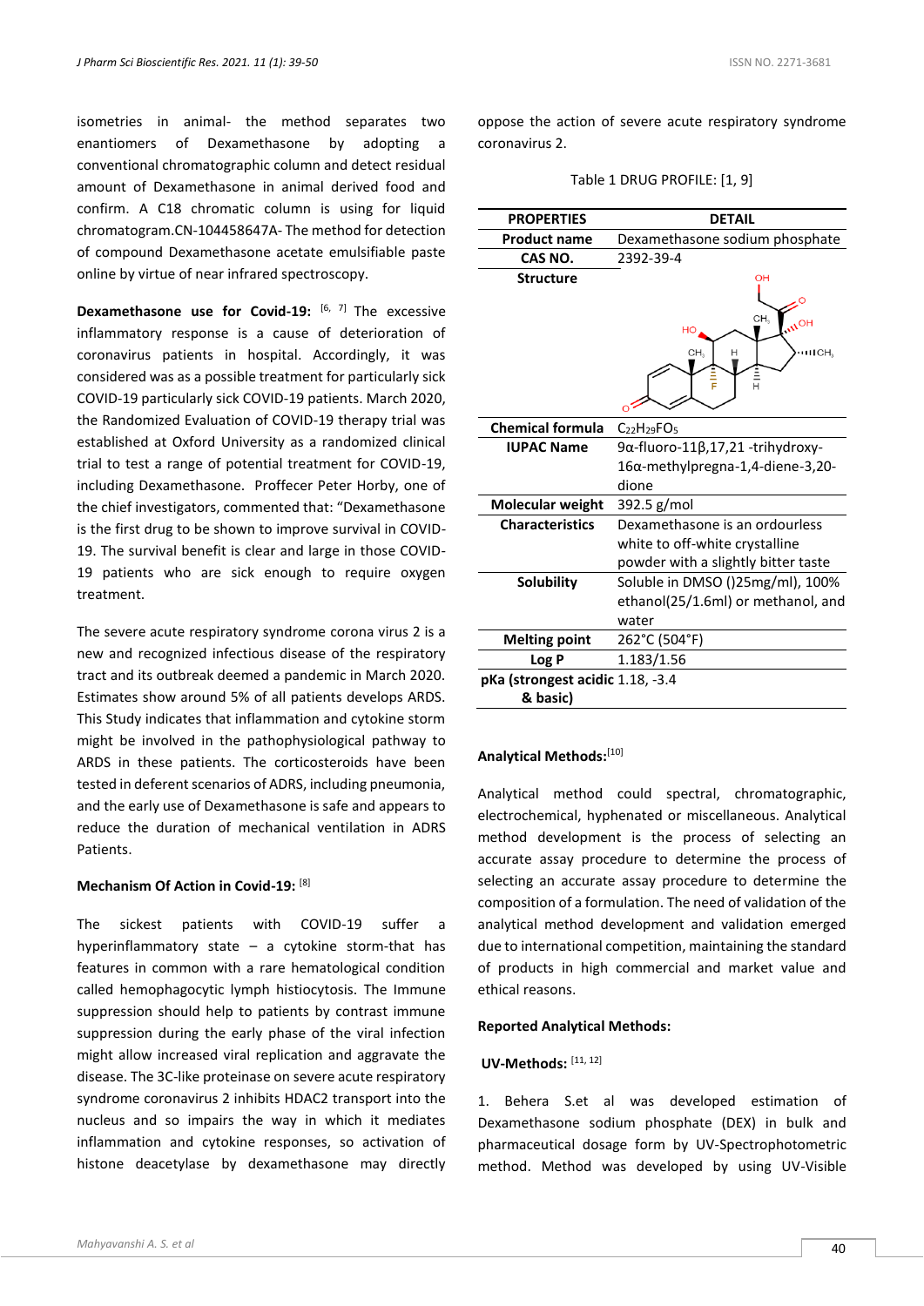isometries in animal- the method separates two enantiomers of Dexamethasone by adopting a conventional chromatographic column and detect residual amount of Dexamethasone in animal derived food and confirm. A C18 chromatic column is using for liquid chromatogram.CN-104458647A- The method for detection of compound Dexamethasone acetate emulsifiable paste online by virtue of near infrared spectroscopy.

**Dexamethasone use for Covid-19:** [6, 7] The excessive inflammatory response is a cause of deterioration of coronavirus patients in hospital. Accordingly, it was considered was as a possible treatment for particularly sick COVID-19 particularly sick COVID-19 patients. March 2020, the Randomized Evaluation of COVID-19 therapy trial was established at Oxford University as a randomized clinical trial to test a range of potential treatment for COVID-19, including Dexamethasone. Proffecer Peter Horby, one of the chief investigators, commented that: "Dexamethasone is the first drug to be shown to improve survival in COVID-19. The survival benefit is clear and large in those COVID-19 patients who are sick enough to require oxygen treatment.

The severe acute respiratory syndrome corona virus 2 is a new and recognized infectious disease of the respiratory tract and its outbreak deemed a pandemic in March 2020. Estimates show around 5% of all patients develops ARDS. This Study indicates that inflammation and cytokine storm might be involved in the pathophysiological pathway to ARDS in these patients. The corticosteroids have been tested in deferent scenarios of ADRS, including pneumonia, and the early use of Dexamethasone is safe and appears to reduce the duration of mechanical ventilation in ADRS Patients.

**Mechanism Of Action in Covid-19:** [8]

The sickest patients with COVID-19 suffer a hyperinflammatory state – a cytokine storm-that has features in common with a rare hematological condition called hemophagocytic lymph histiocytosis. The Immune suppression should help to patients by contrast immune suppression during the early phase of the viral infection might allow increased viral replication and aggravate the disease. The 3C-like proteinase on severe acute respiratory syndrome coronavirus 2 inhibits HDAC2 transport into the nucleus and so impairs the way in which it mediates inflammation and cytokine responses, so activation of histone deacetylase by dexamethasone may directly oppose the action of severe acute respiratory syndrome coronavirus 2.

Table 1 DRUG PROFILE: [1, 9]

| PROPERTIES | DETAIL |
|---|---|
| Product name | Dexamethasone sodium phosphate |
| CAS NO. | 2392-39-4 |
| Structure | |
| Chemical formula | $C_{22}H_{29}FO_5$ |
| IUPAC Name | 9α-fluoro-11β,17,21 -trihydroxy-16α-methylpregna-1,4-diene-3,20-dione |
| Molecular weight | 392.5 g/mol |
| Characteristics | Dexamethasone is an ordourless white to off-white crystalline powder with a slightly bitter taste |
| Solubility | Soluble in DMSO ()25mg/ml), 100% ethanol(25/1.6ml) or methanol, and water |
| Melting point | 262°C (504°F) |
| Log P | 1.183/1.56 |
| pKa (strongest acidic & basic) | 1.18, -3.4 |

**Analytical Methods:**[10]

Analytical method could spectral, chromatographic, electrochemical, hyphenated or miscellaneous. Analytical method development is the process of selecting an accurate assay procedure to determine the process of selecting an accurate assay procedure to determine the composition of a formulation. The need of validation of the analytical method development and validation emerged due to international competition, maintaining the standard of products in high commercial and market value and ethical reasons.

**Reported Analytical Methods:**

**UV-Methods:** [11, 12]

1. Behera S.et al was developed estimation of Dexamethasone sodium phosphate (DEX) in bulk and pharmaceutical dosage form by UV-Spectrophotometric method. Method was developed by using UV-Visible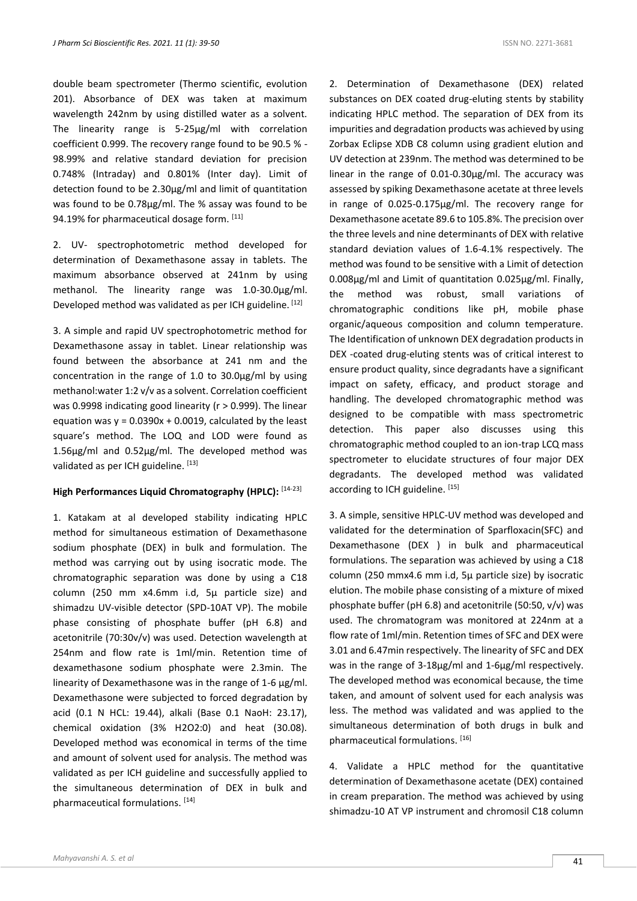double beam spectrometer (Thermo scientific, evolution 201). Absorbance of DEX was taken at maximum wavelength 242nm by using distilled water as a solvent. The linearity range is 5-25µg/ml with correlation coefficient 0.999. The recovery range found to be 90.5 % - 98.99% and relative standard deviation for precision 0.748% (Intraday) and 0.801% (Inter day). Limit of detection found to be 2.30µg/ml and limit of quantitation was found to be 0.78µg/ml. The % assay was found to be 94.19% for pharmaceutical dosage form. [11]

2. UV- spectrophotometric method developed for determination of Dexamethasone assay in tablets. The maximum absorbance observed at 241nm by using methanol. The linearity range was 1.0-30.0µg/ml. Developed method was validated as per ICH guideline. [12]

3. A simple and rapid UV spectrophotometric method for Dexamethasone assay in tablet. Linear relationship was found between the absorbance at 241 nm and the concentration in the range of 1.0 to 30.0µg/ml by using methanol:water 1:2 v/v as a solvent. Correlation coefficient was 0.9998 indicating good linearity (r > 0.999). The linear equation was $y = 0.0390x + 0.0019$, calculated by the least square's method. The LOQ and LOD were found as 1.56µg/ml and 0.52µg/ml. The developed method was validated as per ICH guideline. [13]

**High Performances Liquid Chromatography (HPLC):** [14-23]

1. Katakam at al developed stability indicating HPLC method for simultaneous estimation of Dexamethasone sodium phosphate (DEX) in bulk and formulation. The method was carrying out by using isocratic mode. The chromatographic separation was done by using a C18 column (250 mm x4.6mm i.d, 5µ particle size) and shimadzu UV-visible detector (SPD-10AT VP). The mobile phase consisting of phosphate buffer (pH 6.8) and acetonitrile (70:30v/v) was used. Detection wavelength at 254nm and flow rate is 1ml/min. Retention time of dexamethasone sodium phosphate were 2.3min. The linearity of Dexamethasone was in the range of 1-6 µg/ml. Dexamethasone were subjected to forced degradation by acid (0.1 N HCL: 19.44), alkali (Base 0.1 NaoH: 23.17), chemical oxidation (3% $H_2O_2$:0) and heat (30.08). Developed method was economical in terms of the time and amount of solvent used for analysis. The method was validated as per ICH guideline and successfully applied to the simultaneous determination of DEX in bulk and pharmaceutical formulations. [14]

2. Determination of Dexamethasone (DEX) related substances on DEX coated drug-eluting stents by stability indicating HPLC method. The separation of DEX from its impurities and degradation products was achieved by using Zorbax Eclipse XDB C8 column using gradient elution and UV detection at 239nm. The method was determined to be linear in the range of 0.01-0.30µg/ml. The accuracy was assessed by spiking Dexamethasone acetate at three levels in range of 0.025-0.175µg/ml. The recovery range for Dexamethasone acetate 89.6 to 105.8%. The precision over the three levels and nine determinants of DEX with relative standard deviation values of 1.6-4.1% respectively. The method was found to be sensitive with a Limit of detection 0.008µg/ml and Limit of quantitation 0.025µg/ml. Finally, the method was robust, small variations of chromatographic conditions like pH, mobile phase organic/aqueous composition and column temperature. The Identification of unknown DEX degradation products in DEX -coated drug-eluting stents was of critical interest to ensure product quality, since degradants have a significant impact on safety, efficacy, and product storage and handling. The developed chromatographic method was designed to be compatible with mass spectrometric detection. This paper also discusses using this chromatographic method coupled to an ion-trap LCQ mass spectrometer to elucidate structures of four major DEX degradants. The developed method was validated according to ICH guideline. [15]

3. A simple, sensitive HPLC-UV method was developed and validated for the determination of Sparfloxacin(SFC) and Dexamethasone (DEX ) in bulk and pharmaceutical formulations. The separation was achieved by using a C18 column (250 mmx4.6 mm i.d, 5µ particle size) by isocratic elution. The mobile phase consisting of a mixture of mixed phosphate buffer (pH 6.8) and acetonitrile (50:50, v/v) was used. The chromatogram was monitored at 224nm at a flow rate of 1ml/min. Retention times of SFC and DEX were 3.01 and 6.47min respectively. The linearity of SFC and DEX was in the range of 3-18µg/ml and 1-6µg/ml respectively. The developed method was economical because, the time taken, and amount of solvent used for each analysis was less. The method was validated and was applied to the simultaneous determination of both drugs in bulk and pharmaceutical formulations. [16]

4. Validate a HPLC method for the quantitative determination of Dexamethasone acetate (DEX) contained in cream preparation. The method was achieved by using shimadzu-10 AT VP instrument and chromosil C18 column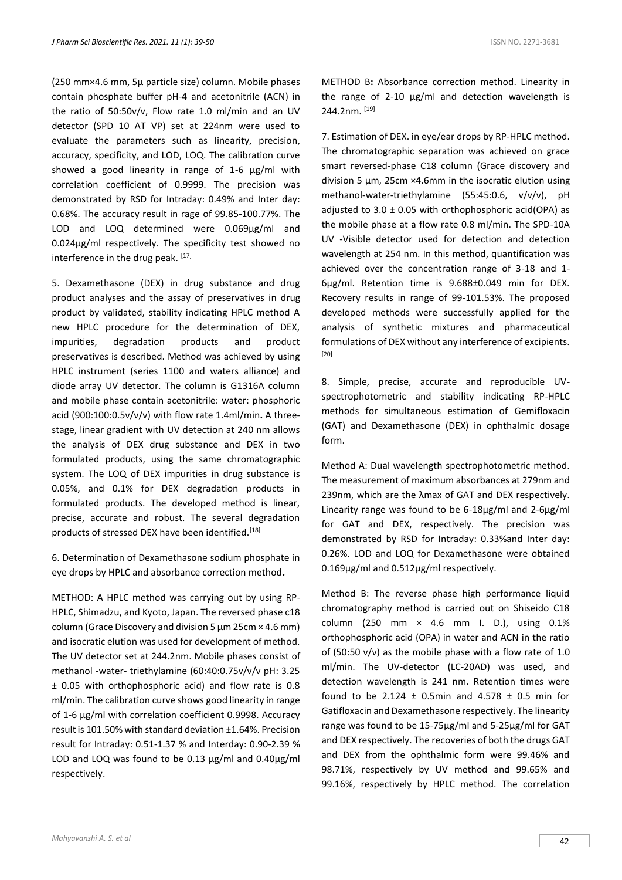(250 mm×4.6 mm, 5µ particle size) column. Mobile phases contain phosphate buffer pH-4 and acetonitrile (ACN) in the ratio of 50:50v/v, Flow rate 1.0 ml/min and an UV detector (SPD 10 AT VP) set at 224nm were used to evaluate the parameters such as linearity, precision, accuracy, specificity, and LOD, LOQ. The calibration curve showed a good linearity in range of 1-6 µg/ml with correlation coefficient of 0.9999. The precision was demonstrated by RSD for Intraday: 0.49% and Inter day: 0.68%. The accuracy result in rage of 99.85-100.77%. The LOD and LOQ determined were 0.069µg/ml and 0.024µg/ml respectively. The specificity test showed no interference in the drug peak. [17]

5. Dexamethasone (DEX) in drug substance and drug product analyses and the assay of preservatives in drug product by validated, stability indicating HPLC method A new HPLC procedure for the determination of DEX, impurities, degradation products and product preservatives is described. Method was achieved by using HPLC instrument (series 1100 and waters alliance) and diode array UV detector. The column is G1316A column and mobile phase contain acetonitrile: water: phosphoric acid (900:100:0.5v/v/v) with flow rate 1.4ml/min**.** A three-stage, linear gradient with UV detection at 240 nm allows the analysis of DEX drug substance and DEX in two formulated products, using the same chromatographic system. The LOQ of DEX impurities in drug substance is 0.05%, and 0.1% for DEX degradation products in formulated products. The developed method is linear, precise, accurate and robust. The several degradation products of stressed DEX have been identified.[18]

6. Determination of Dexamethasone sodium phosphate in eye drops by HPLC and absorbance correction method**.**

METHOD: A HPLC method was carrying out by using RP-HPLC, Shimadzu, and Kyoto, Japan. The reversed phase c18 column (Grace Discovery and division 5 µm 25cm × 4.6 mm) and isocratic elution was used for development of method. The UV detector set at 244.2nm. Mobile phases consist of methanol -water- triethylamine (60:40:0.75v/v/v pH: 3.25 ± 0.05 with orthophosphoric acid) and flow rate is 0.8 ml/min. The calibration curve shows good linearity in range of 1-6 µg/ml with correlation coefficient 0.9998. Accuracy result is 101.50% with standard deviation ±1.64%. Precision result for Intraday: 0.51-1.37 % and Interday: 0.90-2.39 % LOD and LOQ was found to be 0.13 µg/ml and 0.40µg/ml respectively.

METHOD B**:** Absorbance correction method. Linearity in the range of 2-10 µg/ml and detection wavelength is 244.2nm. [19]

7. Estimation of DEX. in eye/ear drops by RP-HPLC method. The chromatographic separation was achieved on grace smart reversed-phase C18 column (Grace discovery and division 5 µm, 25cm ×4.6mm in the isocratic elution using methanol-water-triethylamine (55:45:0.6, v/v/v), pH adjusted to 3.0 ± 0.05 with orthophosphoric acid(OPA) as the mobile phase at a flow rate 0.8 ml/min. The SPD-10A UV -Visible detector used for detection and detection wavelength at 254 nm. In this method, quantification was achieved over the concentration range of 3-18 and 1-6µg/ml. Retention time is 9.688±0.049 min for DEX. Recovery results in range of 99-101.53%. The proposed developed methods were successfully applied for the analysis of synthetic mixtures and pharmaceutical formulations of DEX without any interference of excipients. [20]

8. Simple, precise, accurate and reproducible UV-spectrophotometric and stability indicating RP-HPLC methods for simultaneous estimation of Gemifloxacin (GAT) and Dexamethasone (DEX) in ophthalmic dosage form.

Method A: Dual wavelength spectrophotometric method. The measurement of maximum absorbances at 279nm and 239nm, which are the λmax of GAT and DEX respectively. Linearity range was found to be 6-18µg/ml and 2-6µg/ml for GAT and DEX, respectively. The precision was demonstrated by RSD for Intraday: 0.33%and Inter day: 0.26%. LOD and LOQ for Dexamethasone were obtained 0.169µg/ml and 0.512µg/ml respectively.

Method B: The reverse phase high performance liquid chromatography method is carried out on Shiseido C18 column (250 mm × 4.6 mm I. D.), using 0.1% orthophosphoric acid (OPA) in water and ACN in the ratio of (50:50 v/v) as the mobile phase with a flow rate of 1.0 ml/min. The UV-detector (LC-20AD) was used, and detection wavelength is 241 nm. Retention times were found to be 2.124 ± 0.5min and 4.578 ± 0.5 min for Gatifloxacin and Dexamethasone respectively. The linearity range was found to be 15-75µg/ml and 5-25µg/ml for GAT and DEX respectively. The recoveries of both the drugs GAT and DEX from the ophthalmic form were 99.46% and 98.71%, respectively by UV method and 99.65% and 99.16%, respectively by HPLC method. The correlation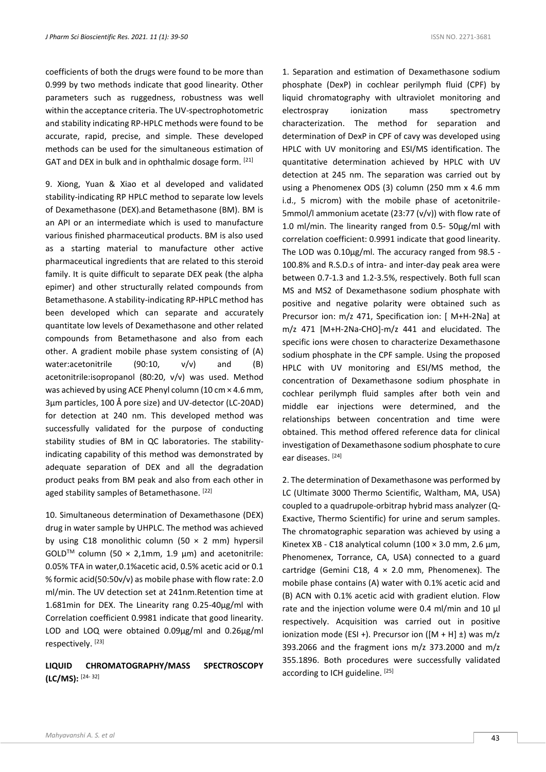coefficients of both the drugs were found to be more than 0.999 by two methods indicate that good linearity. Other parameters such as ruggedness, robustness was well within the acceptance criteria. The UV-spectrophotometric and stability indicating RP-HPLC methods were found to be accurate, rapid, precise, and simple. These developed methods can be used for the simultaneous estimation of GAT and DEX in bulk and in ophthalmic dosage form. [21]

9. Xiong, Yuan & Xiao et al developed and validated stability-indicating RP HPLC method to separate low levels of Dexamethasone (DEX).and Betamethasone (BM). BM is an API or an intermediate which is used to manufacture various finished pharmaceutical products. BM is also used as a starting material to manufacture other active pharmaceutical ingredients that are related to this steroid family. It is quite difficult to separate DEX peak (the alpha epimer) and other structurally related compounds from Betamethasone. A stability-indicating RP-HPLC method has been developed which can separate and accurately quantitate low levels of Dexamethasone and other related compounds from Betamethasone and also from each other. A gradient mobile phase system consisting of (A) water:acetonitrile (90:10, v/v) and (B) acetonitrile:isopropanol (80:20, v/v) was used. Method was achieved by using ACE Phenyl column (10 cm × 4.6 mm, 3µm particles, 100 Å pore size) and UV-detector (LC-20AD) for detection at 240 nm. This developed method was successfully validated for the purpose of conducting stability studies of BM in QC laboratories. The stability-indicating capability of this method was demonstrated by adequate separation of DEX and all the degradation product peaks from BM peak and also from each other in aged stability samples of Betamethasone. [22]

10. Simultaneous determination of Dexamethasone (DEX) drug in water sample by UHPLC. The method was achieved by using C18 monolithic column (50 × 2 mm) hypersil GOLD™ column (50 × 2,1mm, 1.9 µm) and acetonitrile: 0.05% TFA in water,0.1%acetic acid, 0.5% acetic acid or 0.1 % formic acid(50:50v/v) as mobile phase with flow rate: 2.0 ml/min. The UV detection set at 241nm.Retention time at 1.681min for DEX. The Linearity rang 0.25-40µg/ml with Correlation coefficient 0.9981 indicate that good linearity. LOD and LOQ were obtained 0.09µg/ml and 0.26µg/ml respectively. [23]

**LIQUID CHROMATOGRAPHY/MASS SPECTROSCOPY (LC/MS):** [24- 32]

1. Separation and estimation of Dexamethasone sodium phosphate (DexP) in cochlear perilymph fluid (CPF) by liquid chromatography with ultraviolet monitoring and electrospray ionization mass spectrometry characterization. The method for separation and determination of DexP in CPF of cavy was developed using HPLC with UV monitoring and ESI/MS identification. The quantitative determination achieved by HPLC with UV detection at 245 nm. The separation was carried out by using a Phenomenex ODS (3) column (250 mm x 4.6 mm i.d., 5 microm) with the mobile phase of acetonitrile-5mmol/l ammonium acetate (23:77 (v/v)) with flow rate of 1.0 ml/min. The linearity ranged from 0.5- 50µg/ml with correlation coefficient: 0.9991 indicate that good linearity. The LOD was 0.10µg/ml. The accuracy ranged from 98.5 - 100.8% and R.S.D.s of intra- and inter-day peak area were between 0.7-1.3 and 1.2-3.5%, respectively. Both full scan MS and MS2 of Dexamethasone sodium phosphate with positive and negative polarity were obtained such as Precursor ion: m/z 471, Specification ion: [ M+H-2Na] at m/z 471 [M+H-2Na-CHO]-m/z 441 and elucidated. The specific ions were chosen to characterize Dexamethasone sodium phosphate in the CPF sample. Using the proposed HPLC with UV monitoring and ESI/MS method, the concentration of Dexamethasone sodium phosphate in cochlear perilymph fluid samples after both vein and middle ear injections were determined, and the relationships between concentration and time were obtained. This method offered reference data for clinical investigation of Dexamethasone sodium phosphate to cure ear diseases. [24]

2. The determination of Dexamethasone was performed by LC (Ultimate 3000 Thermo Scientific, Waltham, MA, USA) coupled to a quadrupole-orbitrap hybrid mass analyzer (Q-Exactive, Thermo Scientific) for urine and serum samples. The chromatographic separation was achieved by using a Kinetex XB - C18 analytical column (100 × 3.0 mm, 2.6 µm, Phenomenex, Torrance, CA, USA) connected to a guard cartridge (Gemini C18, 4 × 2.0 mm, Phenomenex). The mobile phase contains (A) water with 0.1% acetic acid and (B) ACN with 0.1% acetic acid with gradient elution. Flow rate and the injection volume were 0.4 ml/min and 10 µl respectively. Acquisition was carried out in positive ionization mode (ESI +). Precursor ion ([M + H] ±) was m/z 393.2066 and the fragment ions m/z 373.2000 and m/z 355.1896. Both procedures were successfully validated according to ICH guideline. [25]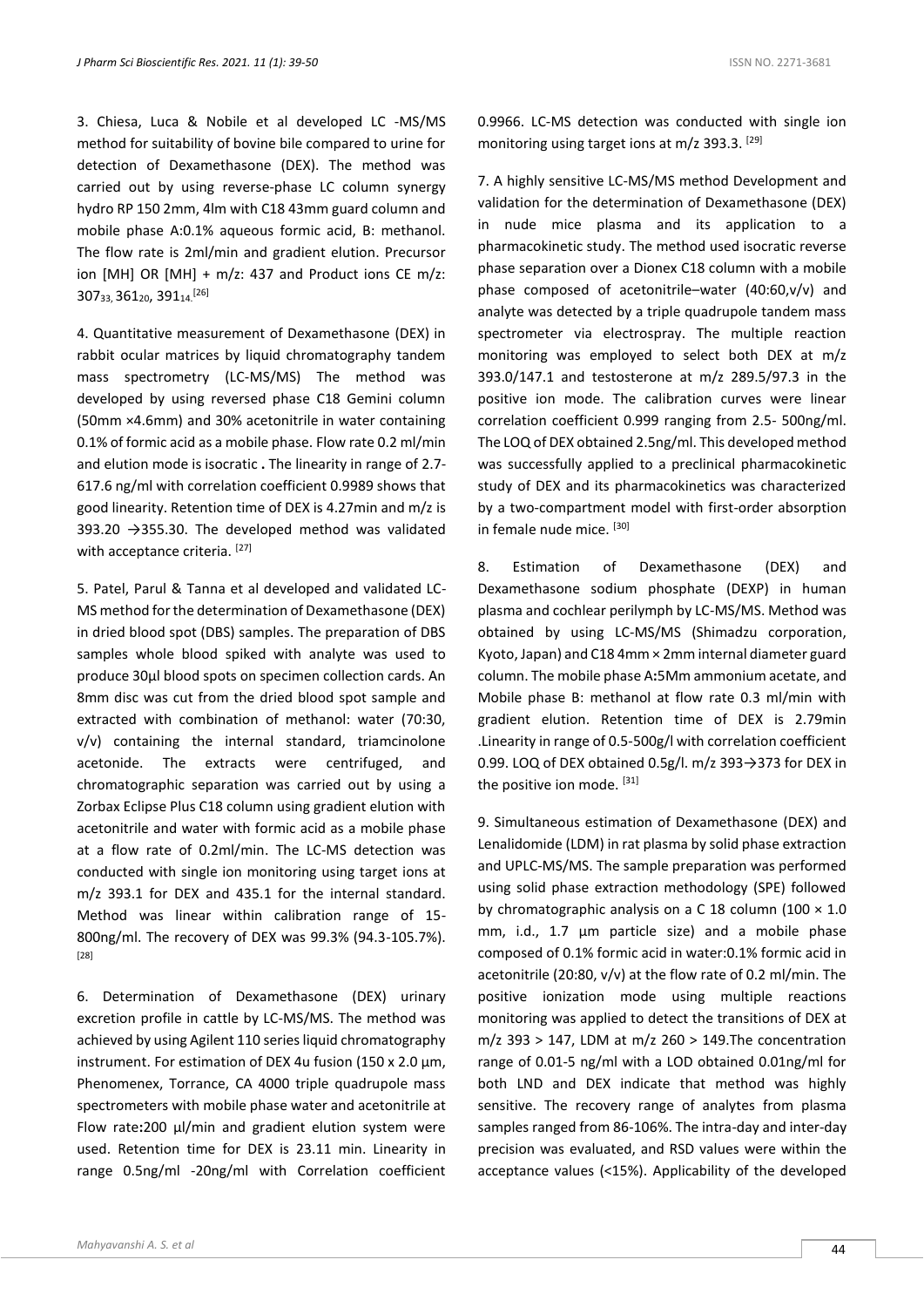3. Chiesa, Luca & Nobile et al developed LC -MS/MS method for suitability of bovine bile compared to urine for detection of Dexamethasone (DEX). The method was carried out by using reverse-phase LC column synergy hydro RP 150 2mm, 4lm with C18 43mm guard column and mobile phase A:0.1% aqueous formic acid, B: methanol. The flow rate is 2ml/min and gradient elution. Precursor ion [MH] OR [MH] + m/z: 437 and Product ions CE m/z: $307_{33}$, $361_{20}$, $391_{14}$.[26]

4. Quantitative measurement of Dexamethasone (DEX) in rabbit ocular matrices by liquid chromatography tandem mass spectrometry (LC-MS/MS) The method was developed by using reversed phase C18 Gemini column (50mm ×4.6mm) and 30% acetonitrile in water containing 0.1% of formic acid as a mobile phase. Flow rate 0.2 ml/min and elution mode is isocratic **.** The linearity in range of 2.7-617.6 ng/ml with correlation coefficient 0.9989 shows that good linearity. Retention time of DEX is 4.27min and m/z is 393.20 →355.30. The developed method was validated with acceptance criteria. [27]

5. Patel, Parul & Tanna et al developed and validated LC-MS method for the determination of Dexamethasone (DEX) in dried blood spot (DBS) samples. The preparation of DBS samples whole blood spiked with analyte was used to produce 30µl blood spots on specimen collection cards. An 8mm disc was cut from the dried blood spot sample and extracted with combination of methanol: water (70:30, v/v) containing the internal standard, triamcinolone acetonide. The extracts were centrifuged, and chromatographic separation was carried out by using a Zorbax Eclipse Plus C18 column using gradient elution with acetonitrile and water with formic acid as a mobile phase at a flow rate of 0.2ml/min. The LC-MS detection was conducted with single ion monitoring using target ions at m/z 393.1 for DEX and 435.1 for the internal standard. Method was linear within calibration range of 15-800ng/ml. The recovery of DEX was 99.3% (94.3-105.7%). [28]

6. Determination of Dexamethasone (DEX) urinary excretion profile in cattle by LC-MS/MS. The method was achieved by using Agilent 110 series liquid chromatography instrument. For estimation of DEX 4u fusion (150 x 2.0 µm, Phenomenex, Torrance, CA 4000 triple quadrupole mass spectrometers with mobile phase water and acetonitrile at Flow rate**:**200 µl/min and gradient elution system were used. Retention time for DEX is 23.11 min. Linearity in range 0.5ng/ml -20ng/ml with Correlation coefficient 0.9966. LC-MS detection was conducted with single ion monitoring using target ions at m/z 393.3. [29]

7. A highly sensitive LC-MS/MS method Development and validation for the determination of Dexamethasone (DEX) in nude mice plasma and its application to a pharmacokinetic study. The method used isocratic reverse phase separation over a Dionex C18 column with a mobile phase composed of acetonitrile–water (40:60,v/v) and analyte was detected by a triple quadrupole tandem mass spectrometer via electrospray. The multiple reaction monitoring was employed to select both DEX at m/z 393.0/147.1 and testosterone at m/z 289.5/97.3 in the positive ion mode. The calibration curves were linear correlation coefficient 0.999 ranging from 2.5- 500ng/ml. The LOQ of DEX obtained 2.5ng/ml. This developed method was successfully applied to a preclinical pharmacokinetic study of DEX and its pharmacokinetics was characterized by a two-compartment model with first-order absorption in female nude mice. [30]

8. Estimation of Dexamethasone (DEX) and Dexamethasone sodium phosphate (DEXP) in human plasma and cochlear perilymph by LC-MS/MS. Method was obtained by using LC-MS/MS (Shimadzu corporation, Kyoto, Japan) and C18 4mm × 2mm internal diameter guard column. The mobile phase A**:**5Mm ammonium acetate, and Mobile phase B: methanol at flow rate 0.3 ml/min with gradient elution. Retention time of DEX is 2.79min .Linearity in range of 0.5-500g/l with correlation coefficient 0.99. LOQ of DEX obtained 0.5g/l. m/z 393→373 for DEX in the positive ion mode. [31]

9. Simultaneous estimation of Dexamethasone (DEX) and Lenalidomide (LDM) in rat plasma by solid phase extraction and UPLC-MS/MS. The sample preparation was performed using solid phase extraction methodology (SPE) followed by chromatographic analysis on a C 18 column (100 × 1.0 mm, i.d., 1.7 µm particle size) and a mobile phase composed of 0.1% formic acid in water:0.1% formic acid in acetonitrile (20:80, v/v) at the flow rate of 0.2 ml/min. The positive ionization mode using multiple reactions monitoring was applied to detect the transitions of DEX at m/z 393 > 147, LDM at m/z 260 > 149.The concentration range of 0.01-5 ng/ml with a LOD obtained 0.01ng/ml for both LND and DEX indicate that method was highly sensitive. The recovery range of analytes from plasma samples ranged from 86-106%. The intra-day and inter-day precision was evaluated, and RSD values were within the acceptance values (<15%). Applicability of the developed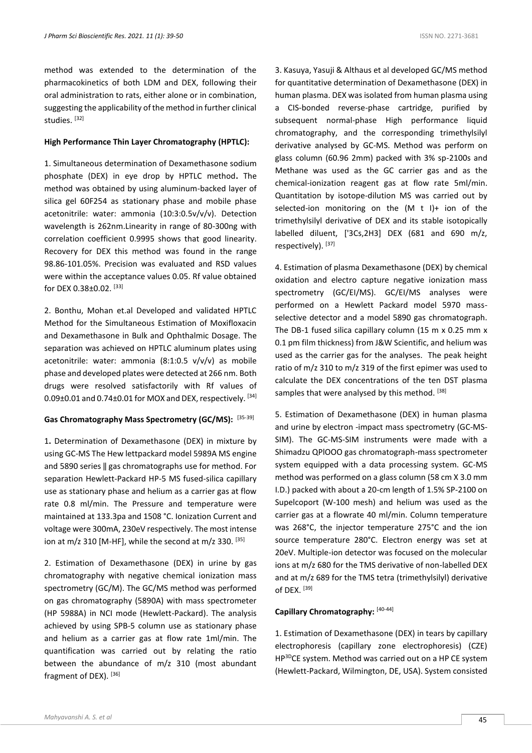method was extended to the determination of the pharmacokinetics of both LDM and DEX, following their oral administration to rats, either alone or in combination, suggesting the applicability of the method in further clinical studies. [32]

**High Performance Thin Layer Chromatography (HPTLC):**

1. Simultaneous determination of Dexamethasone sodium phosphate (DEX) in eye drop by HPTLC method**.** The method was obtained by using aluminum-backed layer of silica gel 60F254 as stationary phase and mobile phase acetonitrile: water: ammonia (10:3:0.5v/v/v). Detection wavelength is 262nm.Linearity in range of 80-300ng with correlation coefficient 0.9995 shows that good linearity. Recovery for DEX this method was found in the range 98.86-101.05%. Precision was evaluated and RSD values were within the acceptance values 0.05. Rf value obtained for DEX 0.38±0.02. [33]

2. Bonthu, Mohan et.al Developed and validated HPTLC Method for the Simultaneous Estimation of Moxifloxacin and Dexamethasone in Bulk and Ophthalmic Dosage. The separation was achieved on HPTLC aluminum plates using acetonitrile: water: ammonia (8:1:0.5 v/v/v) as mobile phase and developed plates were detected at 266 nm. Both drugs were resolved satisfactorily with Rf values of 0.09±0.01 and 0.74±0.01 for MOX and DEX, respectively. [34]

**Gas Chromatography Mass Spectrometry (GC/MS):** [35-39]

1**.** Determination of Dexamethasone (DEX) in mixture by using GC-MS The Hew lettpackard model 5989A MS engine and 5890 series ‖ gas chromatographs use for method. For separation Hewlett-Packard HP-5 MS fused-silica capillary use as stationary phase and helium as a carrier gas at flow rate 0.8 ml/min. The Pressure and temperature were maintained at 133.3pa and 1508 °C. Ionization Current and voltage were 300mA, 230eV respectively. The most intense ion at m/z 310 [M-HF], while the second at m/z 330. [35]

2. Estimation of Dexamethasone (DEX) in urine by gas chromatography with negative chemical ionization mass spectrometry (GC/M). The GC/MS method was performed on gas chromatography (5890A) with mass spectrometer (HP 5988A) in NCI mode (Hewlett-Packard). The analysis achieved by using SPB-5 column use as stationary phase and helium as a carrier gas at flow rate 1ml/min. The quantification was carried out by relating the ratio between the abundance of m/z 310 (most abundant fragment of DEX). [36]

3. Kasuya, Yasuji & Althaus et al developed GC/MS method for quantitative determination of Dexamethasone (DEX) in human plasma. DEX was isolated from human plasma using a CIS-bonded reverse-phase cartridge, purified by subsequent normal-phase High performance liquid chromatography, and the corresponding trimethylsilyl derivative analysed by GC-MS. Method was perform on glass column (60.96 2mm) packed with 3% sp-2100s and Methane was used as the GC carrier gas and as the chemical-ionization reagent gas at flow rate 5ml/min. Quantitation by isotope-dilution MS was carried out by selected-ion monitoring on the (M t I)+ ion of the trimethylsilyl derivative of DEX and its stable isotopically labelled diluent, ['3Cs,2H3] DEX (681 and 690 m/z, respectively). [37]

4. Estimation of plasma Dexamethasone (DEX) by chemical oxidation and electro capture negative ionization mass spectrometry (GC/EI/MS). GC/EI/MS analyses were performed on a Hewlett Packard model 5970 mass-selective detector and a model 5890 gas chromatograph. The DB-1 fused silica capillary column (15 m x 0.25 mm x 0.1 pm film thickness) from J&W Scientific, and helium was used as the carrier gas for the analyses. The peak height ratio of m/z 310 to m/z 319 of the first epimer was used to calculate the DEX concentrations of the ten DST plasma samples that were analysed by this method. [38]

5. Estimation of Dexamethasone (DEX) in human plasma and urine by electron -impact mass spectrometry (GC-MS-SIM). The GC-MS-SIM instruments were made with a Shimadzu QPlOOO gas chromatograph-mass spectrometer system equipped with a data processing system. GC-MS method was performed on a glass column (58 cm X 3.0 mm I.D.) packed with about a 20-cm length of 1.5% SP-2100 on Supelcoport (W-100 mesh) and helium was used as the carrier gas at a flowrate 40 ml/min. Column temperature was 268°C, the injector temperature 275°C and the ion source temperature 280°C. Electron energy was set at 20eV. Multiple-ion detector was focused on the molecular ions at m/z 680 for the TMS derivative of non-labelled DEX and at m/z 689 for the TMS tetra (trimethylsilyl) derivative of DEX. [39]

**Capillary Chromatography:** [40-44]

1. Estimation of Dexamethasone (DEX) in tears by capillary electrophoresis (capillary zone electrophoresis) (CZE) HP$^{3D}$CE system. Method was carried out on a HP CE system (Hewlett-Packard, Wilmington, DE, USA). System consisted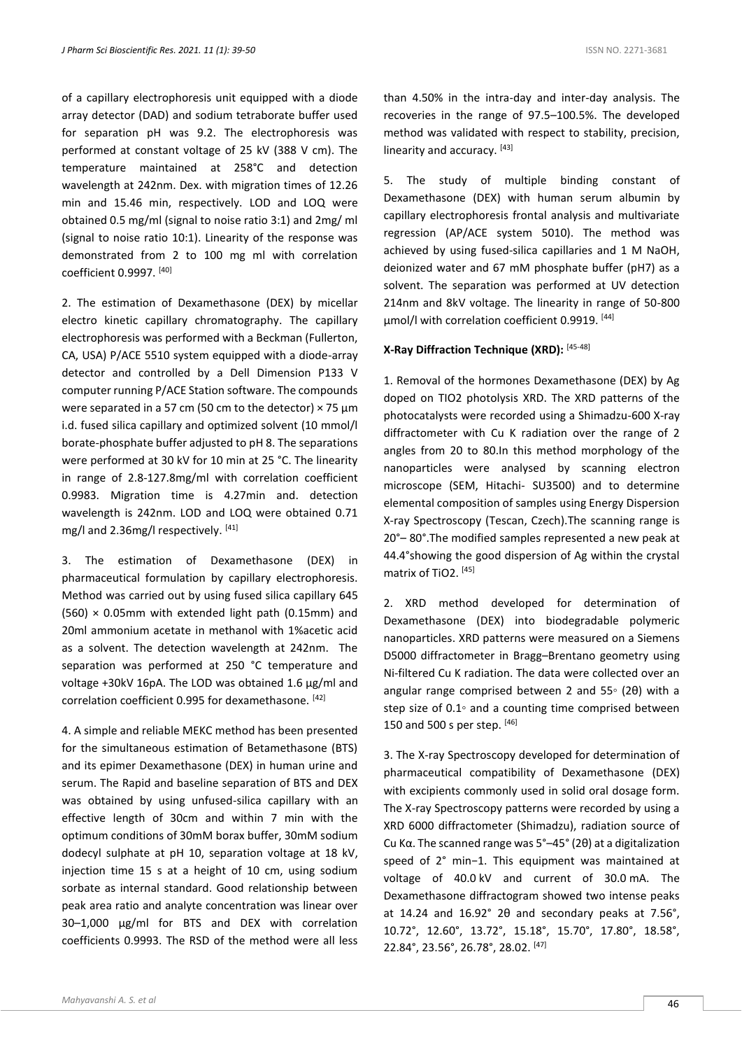of a capillary electrophoresis unit equipped with a diode array detector (DAD) and sodium tetraborate buffer used for separation pH was 9.2. The electrophoresis was performed at constant voltage of 25 kV (388 V cm). The temperature maintained at 258°C and detection wavelength at 242nm. Dex. with migration times of 12.26 min and 15.46 min, respectively. LOD and LOQ were obtained 0.5 mg/ml (signal to noise ratio 3:1) and 2mg/ ml (signal to noise ratio 10:1). Linearity of the response was demonstrated from 2 to 100 mg ml with correlation coefficient 0.9997. [40]

2. The estimation of Dexamethasone (DEX) by micellar electro kinetic capillary chromatography. The capillary electrophoresis was performed with a Beckman (Fullerton, CA, USA) P/ACE 5510 system equipped with a diode-array detector and controlled by a Dell Dimension P133 V computer running P/ACE Station software. The compounds were separated in a 57 cm (50 cm to the detector) × 75 µm i.d. fused silica capillary and optimized solvent (10 mmol/l borate-phosphate buffer adjusted to pH 8. The separations were performed at 30 kV for 10 min at 25 °C. The linearity in range of 2.8-127.8mg/ml with correlation coefficient 0.9983. Migration time is 4.27min and. detection wavelength is 242nm. LOD and LOQ were obtained 0.71 mg/l and 2.36mg/l respectively. [41]

3. The estimation of Dexamethasone (DEX) in pharmaceutical formulation by capillary electrophoresis. Method was carried out by using fused silica capillary 645 (560) × 0.05mm with extended light path (0.15mm) and 20ml ammonium acetate in methanol with 1%acetic acid as a solvent. The detection wavelength at 242nm. The separation was performed at 250 °C temperature and voltage +30kV 16pA. The LOD was obtained 1.6 µg/ml and correlation coefficient 0.995 for dexamethasone. [42]

4. A simple and reliable MEKC method has been presented for the simultaneous estimation of Betamethasone (BTS) and its epimer Dexamethasone (DEX) in human urine and serum. The Rapid and baseline separation of BTS and DEX was obtained by using unfused-silica capillary with an effective length of 30cm and within 7 min with the optimum conditions of 30mM borax buffer, 30mM sodium dodecyl sulphate at pH 10, separation voltage at 18 kV, injection time 15 s at a height of 10 cm, using sodium sorbate as internal standard. Good relationship between peak area ratio and analyte concentration was linear over 30–1,000 µg/ml for BTS and DEX with correlation coefficients 0.9993. The RSD of the method were all less than 4.50% in the intra-day and inter-day analysis. The recoveries in the range of 97.5–100.5%. The developed method was validated with respect to stability, precision, linearity and accuracy. [43]

5. The study of multiple binding constant of Dexamethasone (DEX) with human serum albumin by capillary electrophoresis frontal analysis and multivariate regression (AP/ACE system 5010). The method was achieved by using fused-silica capillaries and 1 M NaOH, deionized water and 67 mM phosphate buffer (pH7) as a solvent. The separation was performed at UV detection 214nm and 8kV voltage. The linearity in range of 50-800 µmol/l with correlation coefficient 0.9919. [44]

**X-Ray Diffraction Technique (XRD):** [45-48]

1. Removal of the hormones Dexamethasone (DEX) by Ag doped on TIO2 photolysis XRD. The XRD patterns of the photocatalysts were recorded using a Shimadzu-600 X-ray diffractometer with Cu K radiation over the range of 2 angles from 20 to 80.In this method morphology of the nanoparticles were analysed by scanning electron microscope (SEM, Hitachi- SU3500) and to determine elemental composition of samples using Energy Dispersion X-ray Spectroscopy (Tescan, Czech).The scanning range is 20°– 80°.The modified samples represented a new peak at 44.4°showing the good dispersion of Ag within the crystal matrix of TiO2. [45]

2. XRD method developed for determination of Dexamethasone (DEX) into biodegradable polymeric nanoparticles. XRD patterns were measured on a Siemens D5000 diffractometer in Bragg–Brentano geometry using Ni-filtered Cu K radiation. The data were collected over an angular range comprised between 2 and 55◦ (2θ) with a step size of 0.1◦ and a counting time comprised between 150 and 500 s per step. [46]

3. The X-ray Spectroscopy developed for determination of pharmaceutical compatibility of Dexamethasone (DEX) with excipients commonly used in solid oral dosage form. The X-ray Spectroscopy patterns were recorded by using a XRD 6000 diffractometer (Shimadzu), radiation source of Cu Kα. The scanned range was 5°–45° (2θ) at a digitalization speed of 2° min−1. This equipment was maintained at voltage of 40.0 kV and current of 30.0 mA. The Dexamethasone diffractogram showed two intense peaks at 14.24 and 16.92° 2θ and secondary peaks at 7.56°, 10.72°, 12.60°, 13.72°, 15.18°, 15.70°, 17.80°, 18.58°, 22.84°, 23.56°, 26.78°, 28.02. [47]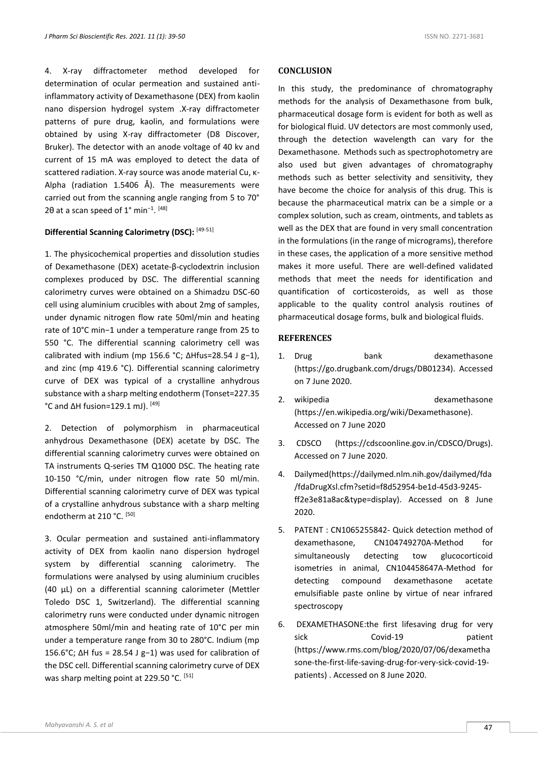4. X-ray diffractometer method developed for determination of ocular permeation and sustained anti-inflammatory activity of Dexamethasone (DEX) from kaolin nano dispersion hydrogel system .X-ray diffractometer patterns of pure drug, kaolin, and formulations were obtained by using X-ray diffractometer (D8 Discover, Bruker). The detector with an anode voltage of 40 kv and current of 15 mA was employed to detect the data of scattered radiation. X-ray source was anode material Cu, κ-Alpha (radiation 1.5406 Å). The measurements were carried out from the scanning angle ranging from 5 to 70° 2θ at a scan speed of 1° $min^{-1}$. [48]

**Differential Scanning Calorimetry (DSC):** [49-51]

1. The physicochemical properties and dissolution studies of Dexamethasone (DEX) acetate-β-cyclodextrin inclusion complexes produced by DSC. The differential scanning calorimetry curves were obtained on a Shimadzu DSC-60 cell using aluminium crucibles with about 2mg of samples, under dynamic nitrogen flow rate 50ml/min and heating rate of 10°C $min^{-1}$ under a temperature range from 25 to 550 °C. The differential scanning calorimetry cell was calibrated with indium (mp 156.6 °C; $\Delta H_{fus}$=28.54 J $g^{-1}$), and zinc (mp 419.6 °C). Differential scanning calorimetry curve of DEX was typical of a crystalline anhydrous substance with a sharp melting endotherm ($T_{onset}$=227.35 °C and ΔH fusion=129.1 mJ). [49]

2. Detection of polymorphism in pharmaceutical anhydrous Dexamethasone (DEX) acetate by DSC. The differential scanning calorimetry curves were obtained on TA instruments Q-series TM Q1000 DSC. The heating rate 10-150 °C/min, under nitrogen flow rate 50 ml/min. Differential scanning calorimetry curve of DEX was typical of a crystalline anhydrous substance with a sharp melting endotherm at 210 °C. [50]

3. Ocular permeation and sustained anti-inflammatory activity of DEX from kaolin nano dispersion hydrogel system by differential scanning calorimetry. The formulations were analysed by using aluminium crucibles (40 µL) on a differential scanning calorimeter (Mettler Toledo DSC 1, Switzerland). The differential scanning calorimetry runs were conducted under dynamic nitrogen atmosphere 50ml/min and heating rate of 10°C per min under a temperature range from 30 to 280°C. Indium (mp 156.6°C; ΔH fus = 28.54 J $g^{-1}$) was used for calibration of the DSC cell. Differential scanning calorimetry curve of DEX was sharp melting point at 229.50 °C. [51]

## CONCLUSION

In this study, the predominance of chromatography methods for the analysis of Dexamethasone from bulk, pharmaceutical dosage form is evident for both as well as for biological fluid. UV detectors are most commonly used, through the detection wavelength can vary for the Dexamethasone. Methods such as spectrophotometry are also used but given advantages of chromatography methods such as better selectivity and sensitivity, they have become the choice for analysis of this drug. This is because the pharmaceutical matrix can be a simple or a complex solution, such as cream, ointments, and tablets as well as the DEX that are found in very small concentration in the formulations (in the range of micrograms), therefore in these cases, the application of a more sensitive method makes it more useful. There are well-defined validated methods that meet the needs for identification and quantification of corticosteroids, as well as those applicable to the quality control analysis routines of pharmaceutical dosage forms, bulk and biological fluids.

## REFERENCES

1. Drug bank dexamethasone (https://go.drugbank.com/drugs/DB01234). Accessed on 7 June 2020.
2. wikipedia dexamethasone (https://en.wikipedia.org/wiki/Dexamethasone). Accessed on 7 June 2020
3. CDSCO (https://cdscoonline.gov.in/CDSCO/Drugs). Accessed on 7 June 2020.
4. Dailymed(https://dailymed.nlm.nih.gov/dailymed/fda/fdaDrugXsl.cfm?setid=f8d52954-be1d-45d3-9245-ff2e3e81a8ac&type=display). Accessed on 8 June 2020.
5. PATENT : CN1065255842- Quick detection method of dexamethasone, CN104749270A-Method for simultaneously detecting tow glucocorticoid isometries in animal, CN104458647A-Method for detecting compound dexamethasone acetate emulsifiable paste online by virtue of near infrared spectroscopy
6. DEXAMETHASONE:the first lifesaving drug for very sick Covid-19 patient (https://www.rms.com/blog/2020/07/06/dexamethasone-the-first-life-saving-drug-for-very-sick-covid-19-patients) . Accessed on 8 June 2020.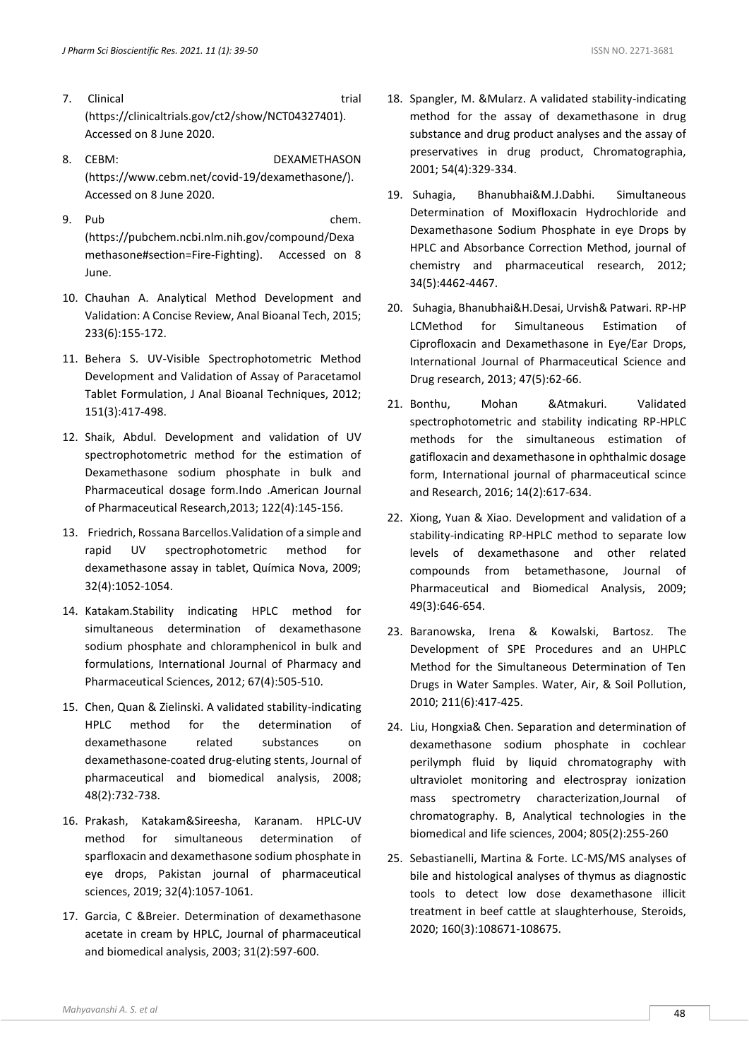7. Clinical trial (https://clinicaltrials.gov/ct2/show/NCT04327401). Accessed on 8 June 2020.

8. CEBM: DEXAMETHASON (https://www.cebm.net/covid-19/dexamethasone/). Accessed on 8 June 2020.

9. Pub chem. (https://pubchem.ncbi.nlm.nih.gov/compound/Dexamethasone#section=Fire-Fighting). Accessed on 8 June.

10. Chauhan A. Analytical Method Development and Validation: A Concise Review, Anal Bioanal Tech, 2015; 233(6):155-172.

11. Behera S. UV-Visible Spectrophotometric Method Development and Validation of Assay of Paracetamol Tablet Formulation, J Anal Bioanal Techniques, 2012; 151(3):417-498.

12. Shaik, Abdul. Development and validation of UV spectrophotometric method for the estimation of Dexamethasone sodium phosphate in bulk and Pharmaceutical dosage form.Indo .American Journal of Pharmaceutical Research,2013; 122(4):145-156.

13. Friedrich, Rossana Barcellos.Validation of a simple and rapid UV spectrophotometric method for dexamethasone assay in tablet, Química Nova, 2009; 32(4):1052-1054.

14. Katakam.Stability indicating HPLC method for simultaneous determination of dexamethasone sodium phosphate and chloramphenicol in bulk and formulations, International Journal of Pharmacy and Pharmaceutical Sciences, 2012; 67(4):505-510.

15. Chen, Quan & Zielinski. A validated stability-indicating HPLC method for the determination of dexamethasone related substances on dexamethasone-coated drug-eluting stents, Journal of pharmaceutical and biomedical analysis, 2008; 48(2):732-738.

16. Prakash, Katakam&Sireesha, Karanam. HPLC-UV method for simultaneous determination of sparfloxacin and dexamethasone sodium phosphate in eye drops, Pakistan journal of pharmaceutical sciences, 2019; 32(4):1057-1061.

17. Garcia, C &Breier. Determination of dexamethasone acetate in cream by HPLC, Journal of pharmaceutical and biomedical analysis, 2003; 31(2):597-600.

18. Spangler, M. &Mularz. A validated stability-indicating method for the assay of dexamethasone in drug substance and drug product analyses and the assay of preservatives in drug product, Chromatographia, 2001; 54(4):329-334.

19. Suhagia, Bhanubhai&M.J.Dabhi. Simultaneous Determination of Moxifloxacin Hydrochloride and Dexamethasone Sodium Phosphate in eye Drops by HPLC and Absorbance Correction Method, journal of chemistry and pharmaceutical research, 2012; 34(5):4462-4467.

20. Suhagia, Bhanubhai&H.Desai, Urvish& Patwari. RP-HP LCMethod for Simultaneous Estimation of Ciprofloxacin and Dexamethasone in Eye/Ear Drops, International Journal of Pharmaceutical Science and Drug research, 2013; 47(5):62-66.

21. Bonthu, Mohan &Atmakuri. Validated spectrophotometric and stability indicating RP-HPLC methods for the simultaneous estimation of gatifloxacin and dexamethasone in ophthalmic dosage form, International journal of pharmaceutical scince and Research, 2016; 14(2):617-634.

22. Xiong, Yuan & Xiao. Development and validation of a stability-indicating RP-HPLC method to separate low levels of dexamethasone and other related compounds from betamethasone, Journal of Pharmaceutical and Biomedical Analysis, 2009; 49(3):646-654.

23. Baranowska, Irena & Kowalski, Bartosz. The Development of SPE Procedures and an UHPLC Method for the Simultaneous Determination of Ten Drugs in Water Samples. Water, Air, & Soil Pollution, 2010; 211(6):417-425.

24. Liu, Hongxia& Chen. Separation and determination of dexamethasone sodium phosphate in cochlear perilymph fluid by liquid chromatography with ultraviolet monitoring and electrospray ionization mass spectrometry characterization,Journal of chromatography. B, Analytical technologies in the biomedical and life sciences, 2004; 805(2):255-260

25. Sebastianelli, Martina & Forte. LC-MS/MS analyses of bile and histological analyses of thymus as diagnostic tools to detect low dose dexamethasone illicit treatment in beef cattle at slaughterhouse, Steroids, 2020; 160(3):108671-108675.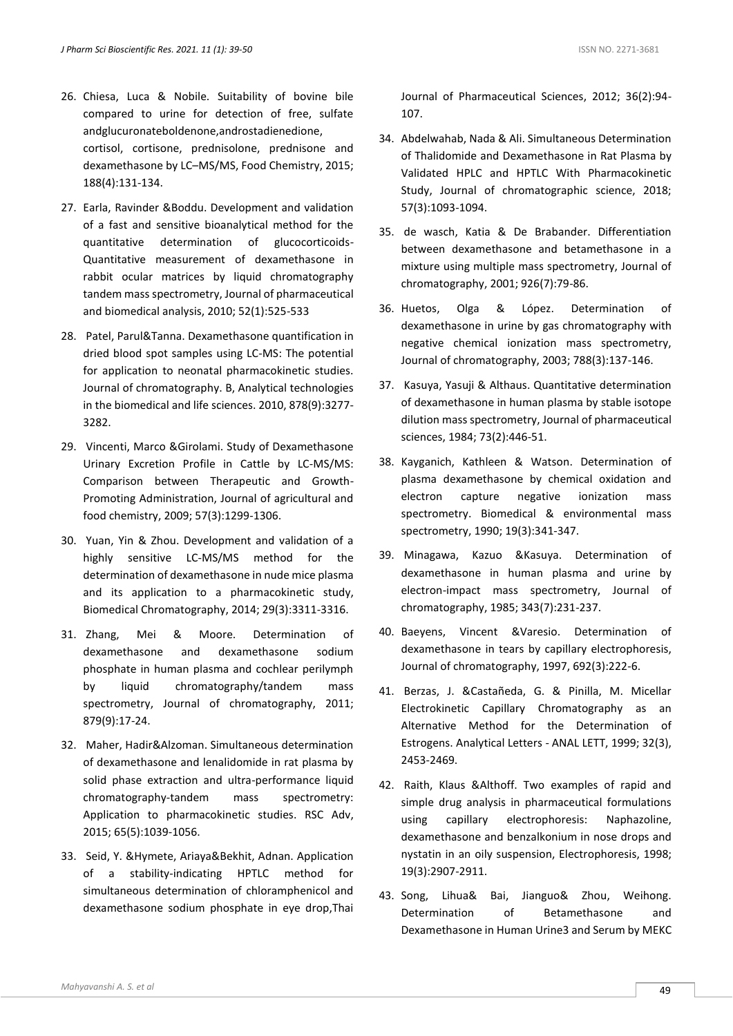26. Chiesa, Luca & Nobile. Suitability of bovine bile compared to urine for detection of free, sulfate andglucuronateboldenone,androstadienedione, cortisol, cortisone, prednisolone, prednisone and dexamethasone by LC–MS/MS, Food Chemistry, 2015; 188(4):131-134.

27. Earla, Ravinder &Boddu. Development and validation of a fast and sensitive bioanalytical method for the quantitative determination of glucocorticoids-Quantitative measurement of dexamethasone in rabbit ocular matrices by liquid chromatography tandem mass spectrometry, Journal of pharmaceutical and biomedical analysis, 2010; 52(1):525-533

28. Patel, Parul&Tanna. Dexamethasone quantification in dried blood spot samples using LC-MS: The potential for application to neonatal pharmacokinetic studies. Journal of chromatography. B, Analytical technologies in the biomedical and life sciences. 2010, 878(9):3277-3282.

29. Vincenti, Marco &Girolami. Study of Dexamethasone Urinary Excretion Profile in Cattle by LC-MS/MS: Comparison between Therapeutic and Growth-Promoting Administration, Journal of agricultural and food chemistry, 2009; 57(3):1299-1306.

30. Yuan, Yin & Zhou. Development and validation of a highly sensitive LC-MS/MS method for the determination of dexamethasone in nude mice plasma and its application to a pharmacokinetic study, Biomedical Chromatography, 2014; 29(3):3311-3316.

31. Zhang, Mei & Moore. Determination of dexamethasone and dexamethasone sodium phosphate in human plasma and cochlear perilymph by liquid chromatography/tandem mass spectrometry, Journal of chromatography, 2011; 879(9):17-24.

32. Maher, Hadir&Alzoman. Simultaneous determination of dexamethasone and lenalidomide in rat plasma by solid phase extraction and ultra-performance liquid chromatography-tandem mass spectrometry: Application to pharmacokinetic studies. RSC Adv, 2015; 65(5):1039-1056.

33. Seid, Y. &Hymete, Ariaya&Bekhit, Adnan. Application of a stability-indicating HPTLC method for simultaneous determination of chloramphenicol and dexamethasone sodium phosphate in eye drop,Thai Journal of Pharmaceutical Sciences, 2012; 36(2):94-107.

34. Abdelwahab, Nada & Ali. Simultaneous Determination of Thalidomide and Dexamethasone in Rat Plasma by Validated HPLC and HPTLC With Pharmacokinetic Study, Journal of chromatographic science, 2018; 57(3):1093-1094.

35. de wasch, Katia & De Brabander. Differentiation between dexamethasone and betamethasone in a mixture using multiple mass spectrometry, Journal of chromatography, 2001; 926(7):79-86.

36. Huetos, Olga & López. Determination of dexamethasone in urine by gas chromatography with negative chemical ionization mass spectrometry, Journal of chromatography, 2003; 788(3):137-146.

37. Kasuya, Yasuji & Althaus. Quantitative determination of dexamethasone in human plasma by stable isotope dilution mass spectrometry, Journal of pharmaceutical sciences, 1984; 73(2):446-51.

38. Kayganich, Kathleen & Watson. Determination of plasma dexamethasone by chemical oxidation and electron capture negative ionization mass spectrometry. Biomedical & environmental mass spectrometry, 1990; 19(3):341-347.

39. Minagawa, Kazuo &Kasuya. Determination of dexamethasone in human plasma and urine by electron-impact mass spectrometry, Journal of chromatography, 1985; 343(7):231-237.

40. Baeyens, Vincent &Varesio. Determination of dexamethasone in tears by capillary electrophoresis, Journal of chromatography, 1997, 692(3):222-6.

41. Berzas, J. &Castañeda, G. & Pinilla, M. Micellar Electrokinetic Capillary Chromatography as an Alternative Method for the Determination of Estrogens. Analytical Letters - ANAL LETT, 1999; 32(3), 2453-2469.

42. Raith, Klaus &Althoff. Two examples of rapid and simple drug analysis in pharmaceutical formulations using capillary electrophoresis: Naphazoline, dexamethasone and benzalkonium in nose drops and nystatin in an oily suspension, Electrophoresis, 1998; 19(3):2907-2911.

43. Song, Lihua& Bai, Jianguo& Zhou, Weihong. Determination of Betamethasone and Dexamethasone in Human Urine3 and Serum by MEKC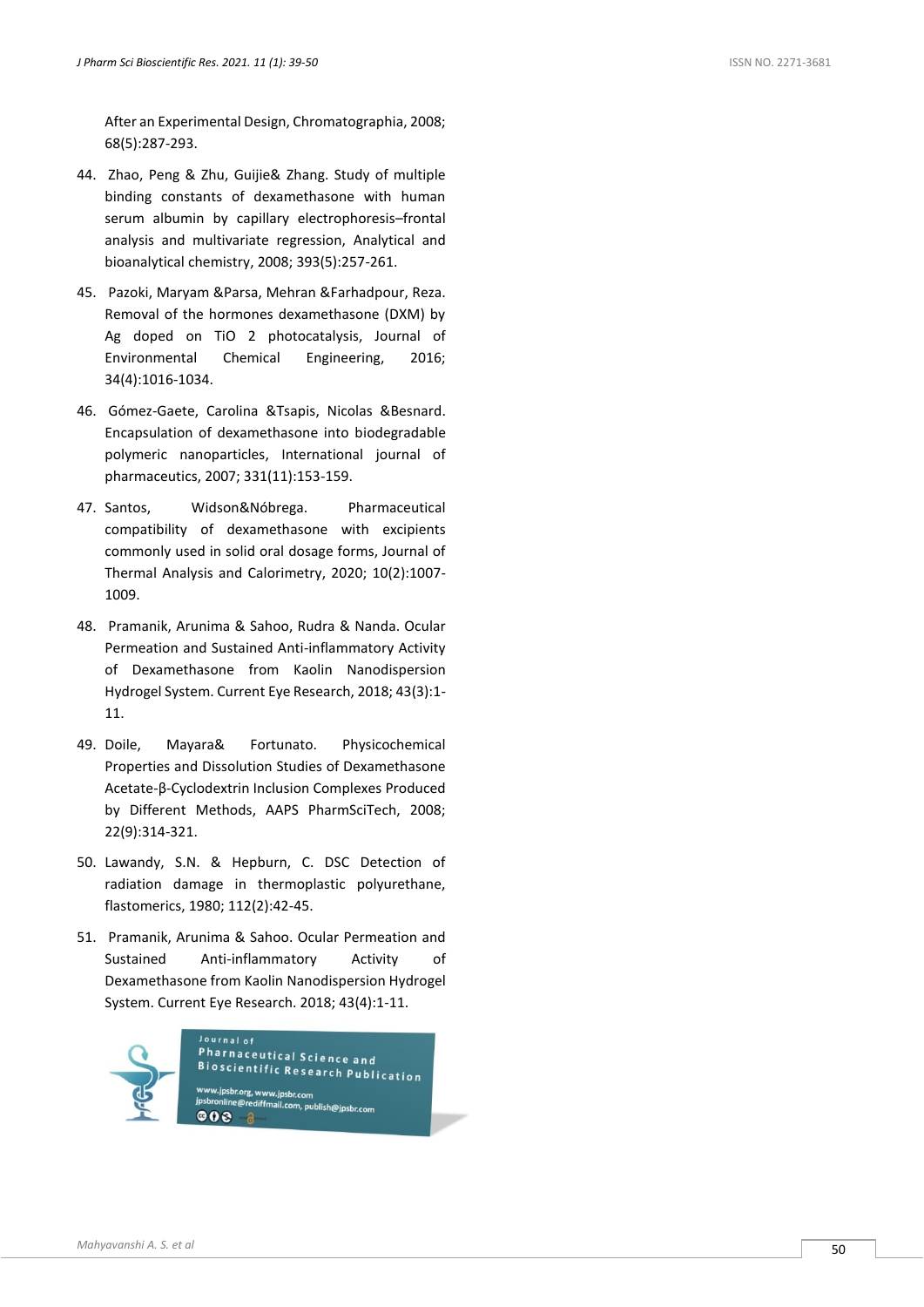After an Experimental Design, Chromatographia, 2008; 68(5):287-293.

44. Zhao, Peng & Zhu, Guijie& Zhang. Study of multiple binding constants of dexamethasone with human serum albumin by capillary electrophoresis–frontal analysis and multivariate regression, Analytical and bioanalytical chemistry, 2008; 393(5):257-261.

45. Pazoki, Maryam &Parsa, Mehran &Farhadpour, Reza. Removal of the hormones dexamethasone (DXM) by Ag doped on TiO 2 photocatalysis, Journal of Environmental Chemical Engineering, 2016; 34(4):1016-1034.

46. Gómez-Gaete, Carolina &Tsapis, Nicolas &Besnard. Encapsulation of dexamethasone into biodegradable polymeric nanoparticles, International journal of pharmaceutics, 2007; 331(11):153-159.

47. Santos, Widson&Nóbrega. Pharmaceutical compatibility of dexamethasone with excipients commonly used in solid oral dosage forms, Journal of Thermal Analysis and Calorimetry, 2020; 10(2):1007-1009.

48. Pramanik, Arunima & Sahoo, Rudra & Nanda. Ocular Permeation and Sustained Anti-inflammatory Activity of Dexamethasone from Kaolin Nanodispersion Hydrogel System. Current Eye Research, 2018; 43(3):1-11.

49. Doile, Mayara& Fortunato. Physicochemical Properties and Dissolution Studies of Dexamethasone Acetate-β-Cyclodextrin Inclusion Complexes Produced by Different Methods, AAPS PharmSciTech, 2008; 22(9):314-321.

50. Lawandy, S.N. & Hepburn, C. DSC Detection of radiation damage in thermoplastic polyurethane, flastomerics, 1980; 112(2):42-45.

51. Pramanik, Arunima & Sahoo. Ocular Permeation and Sustained Anti-inflammatory Activity of Dexamethasone from Kaolin Nanodispersion Hydrogel System. Current Eye Research. 2018; 43(4):1-11.

Journal of Pharmaceutical Science and Bioscientific Research Publication
www.jpsbr.org, www.jpsbr.com
jpsbronline@rediffmail.com, publish@jpsbr.com